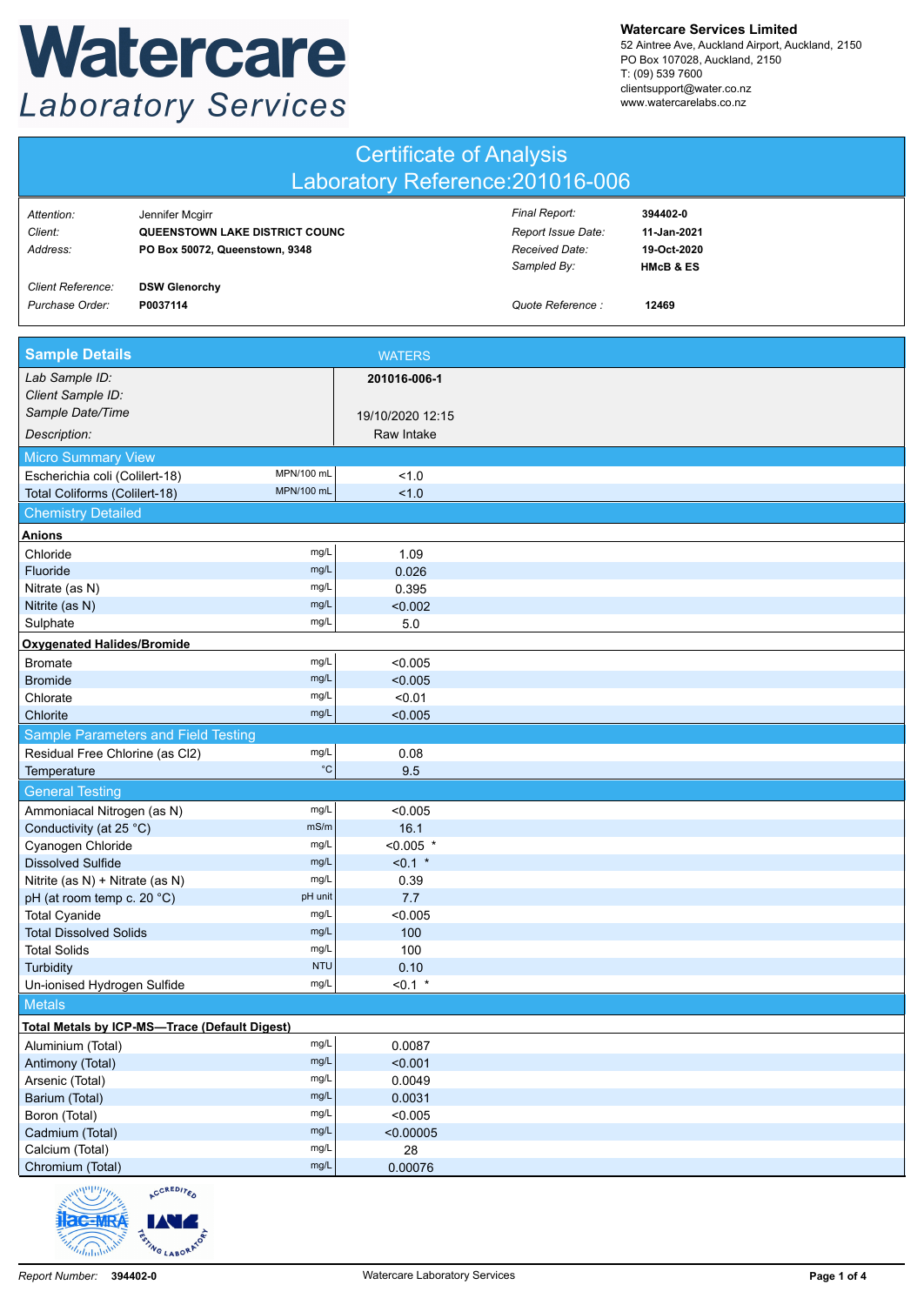# Watercare Laboratory Services

**Watercare Services Limited**
52 Aintree Ave, Auckland Airport, Auckland, 2150
PO Box 107028, Auckland, 2150
T: (09) 539 7600
clientsupport@water.co.nz
www.watercarelabs.co.nz

## Certificate of Analysis
## Laboratory Reference:201016-006

| | | | |
|---|---|---|---|
| *Attention:* | Jennifer Mcgirr | *Final Report:* | **394402-0** |
| *Client:* | **QUEENSTOWN LAKE DISTRICT COUNC** | *Report Issue Date:* | **11-Jan-2021** |
| *Address:* | **PO Box 50072, Queenstown, 9348** | *Received Date:* | **19-Oct-2020** |
| | | *Sampled By:* | **HMcB & ES** |
| *Client Reference:* | **DSW Glenorchy** | | |
| *Purchase Order:* | **P0037114** | *Quote Reference :* | **12469** |

| **Sample Details** | | WATERS |
|---|---|---|
| *Lab Sample ID:* | | **201016-006-1** |
| *Client Sample ID:* | | |
| *Sample Date/Time* | | 19/10/2020 12:15 |
| *Description:* | | Raw Intake |
| **Micro Summary View** | | |
| Escherichia coli (Colilert-18) | MPN/100 mL | <1.0 |
| Total Coliforms (Colilert-18) | MPN/100 mL | <1.0 |
| **Chemistry Detailed** | | |
| **Anions** | | |
| Chloride | mg/L | 1.09 |
| Fluoride | mg/L | 0.026 |
| Nitrate (as N) | mg/L | 0.395 |
| Nitrite (as N) | mg/L | <0.002 |
| Sulphate | mg/L | 5.0 |
| **Oxygenated Halides/Bromide** | | |
| Bromate | mg/L | <0.005 |
| Bromide | mg/L | <0.005 |
| Chlorate | mg/L | <0.01 |
| Chlorite | mg/L | <0.005 |
| **Sample Parameters and Field Testing** | | |
| Residual Free Chlorine (as Cl2) | mg/L | 0.08 |
| Temperature | °C | 9.5 |
| **General Testing** | | |
| Ammoniacal Nitrogen (as N) | mg/L | <0.005 |
| Conductivity (at 25 °C) | mS/m | 16.1 |
| Cyanogen Chloride | mg/L | <0.005 * |
| Dissolved Sulfide | mg/L | <0.1 * |
| Nitrite (as N) + Nitrate (as N) | mg/L | 0.39 |
| pH (at room temp c. 20 °C) | pH unit | 7.7 |
| Total Cyanide | mg/L | <0.005 |
| Total Dissolved Solids | mg/L | 100 |
| Total Solids | mg/L | 100 |
| Turbidity | NTU | 0.10 |
| Un-ionised Hydrogen Sulfide | mg/L | <0.1 * |
| **Metals** | | |
| **Total Metals by ICP-MS—Trace (Default Digest)** | | |
| Aluminium (Total) | mg/L | 0.0087 |
| Antimony (Total) | mg/L | <0.001 |
| Arsenic (Total) | mg/L | 0.0049 |
| Barium (Total) | mg/L | 0.0031 |
| Boron (Total) | mg/L | <0.005 |
| Cadmium (Total) | mg/L | <0.00005 |
| Calcium (Total) | mg/L | 28 |
| Chromium (Total) | mg/L | 0.00076 |

*Report Number:* **394402-0** Watercare Laboratory Services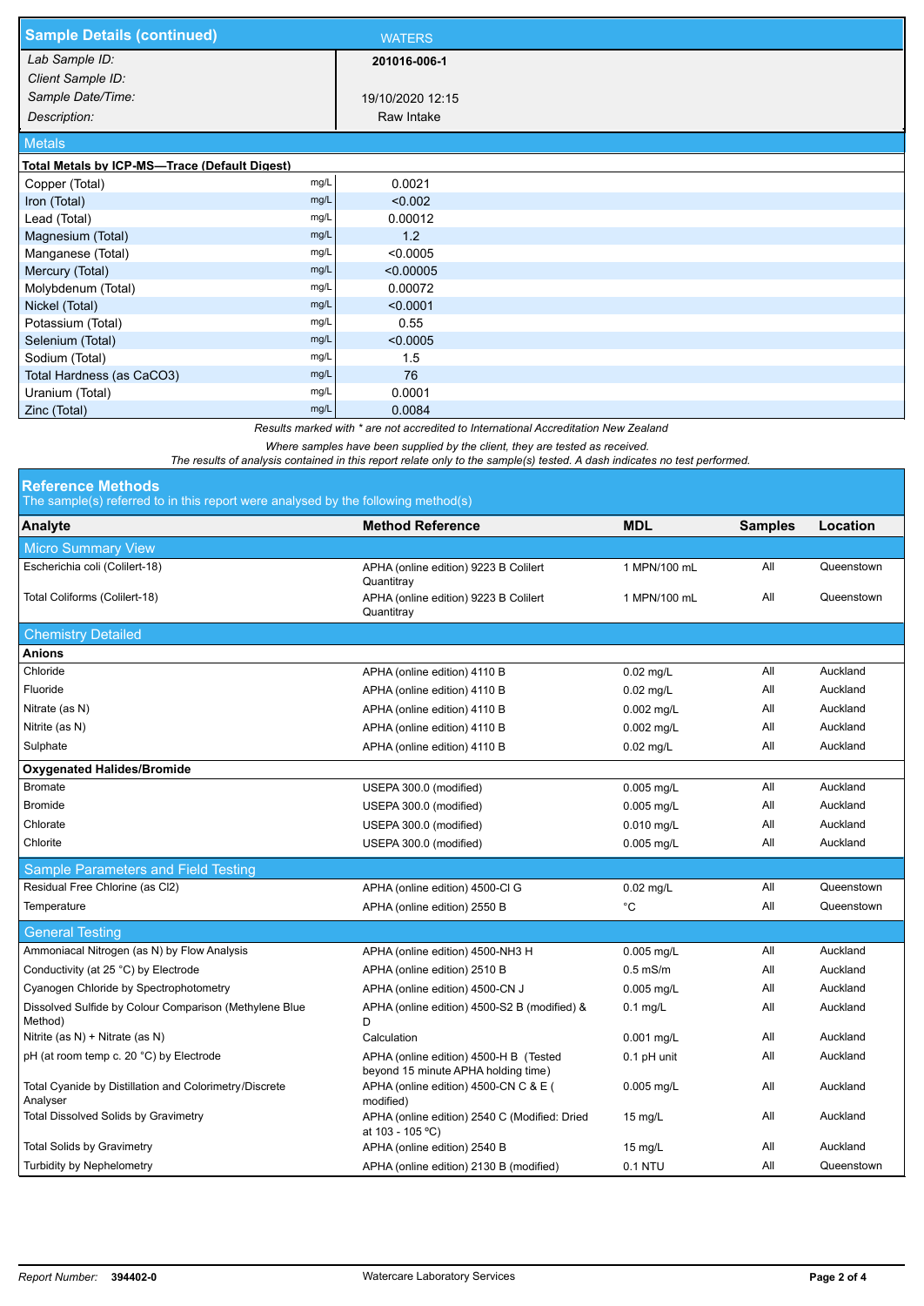## Sample Details (continued)

WATERS

| | |
|---|---|
| *Lab Sample ID:* | **201016-006-1** |
| *Client Sample ID:* | |
| *Sample Date/Time:* | 19/10/2020 12:15 |
| *Description:* | Raw Intake |

## Metals

**Total Metals by ICP-MS—Trace (Default Digest)**

| Analyte | Unit | Result |
|---|---|---|
| Copper (Total) | mg/L | 0.0021 |
| Iron (Total) | mg/L | <0.002 |
| Lead (Total) | mg/L | 0.00012 |
| Magnesium (Total) | mg/L | 1.2 |
| Manganese (Total) | mg/L | <0.0005 |
| Mercury (Total) | mg/L | <0.00005 |
| Molybdenum (Total) | mg/L | 0.00072 |
| Nickel (Total) | mg/L | <0.0001 |
| Potassium (Total) | mg/L | 0.55 |
| Selenium (Total) | mg/L | <0.0005 |
| Sodium (Total) | mg/L | 1.5 |
| Total Hardness (as CaCO3) | mg/L | 76 |
| Uranium (Total) | mg/L | 0.0001 |
| Zinc (Total) | mg/L | 0.0084 |

*Results marked with * are not accredited to International Accreditation New Zealand*

*Where samples have been supplied by the client, they are tested as received.*

*The results of analysis contained in this report relate only to the sample(s) tested. A dash indicates no test performed.*

## Reference Methods

The sample(s) referred to in this report were analysed by the following method(s)

| Analyte | Method Reference | MDL | Samples | Location |
|---|---|---|---|---|
| **Micro Summary View** | | | | |
| Escherichia coli (Colilert-18) | APHA (online edition) 9223 B Colilert Quantitray | 1 MPN/100 mL | All | Queenstown |
| Total Coliforms (Colilert-18) | APHA (online edition) 9223 B Colilert Quantitray | 1 MPN/100 mL | All | Queenstown |
| **Chemistry Detailed** | | | | |
| **Anions** | | | | |
| Chloride | APHA (online edition) 4110 B | 0.02 mg/L | All | Auckland |
| Fluoride | APHA (online edition) 4110 B | 0.02 mg/L | All | Auckland |
| Nitrate (as N) | APHA (online edition) 4110 B | 0.002 mg/L | All | Auckland |
| Nitrite (as N) | APHA (online edition) 4110 B | 0.002 mg/L | All | Auckland |
| Sulphate | APHA (online edition) 4110 B | 0.02 mg/L | All | Auckland |
| **Oxygenated Halides/Bromide** | | | | |
| Bromate | USEPA 300.0 (modified) | 0.005 mg/L | All | Auckland |
| Bromide | USEPA 300.0 (modified) | 0.005 mg/L | All | Auckland |
| Chlorate | USEPA 300.0 (modified) | 0.010 mg/L | All | Auckland |
| Chlorite | USEPA 300.0 (modified) | 0.005 mg/L | All | Auckland |
| **Sample Parameters and Field Testing** | | | | |
| Residual Free Chlorine (as Cl2) | APHA (online edition) 4500-Cl G | 0.02 mg/L | All | Queenstown |
| Temperature | APHA (online edition) 2550 B | °C | All | Queenstown |
| **General Testing** | | | | |
| Ammoniacal Nitrogen (as N) by Flow Analysis | APHA (online edition) 4500-NH3 H | 0.005 mg/L | All | Auckland |
| Conductivity (at 25 °C) by Electrode | APHA (online edition) 2510 B | 0.5 mS/m | All | Auckland |
| Cyanogen Chloride by Spectrophotometry | APHA (online edition) 4500-CN J | 0.005 mg/L | All | Auckland |
| Dissolved Sulfide by Colour Comparison (Methylene Blue Method) | APHA (online edition) 4500-S2 B (modified) & D | 0.1 mg/L | All | Auckland |
| Nitrite (as N) + Nitrate (as N) | Calculation | 0.001 mg/L | All | Auckland |
| pH (at room temp c. 20 °C) by Electrode | APHA (online edition) 4500-H B (Tested beyond 15 minute APHA holding time) | 0.1 pH unit | All | Auckland |
| Total Cyanide by Distillation and Colorimetry/Discrete Analyser | APHA (online edition) 4500-CN C & E ( modified) | 0.005 mg/L | All | Auckland |
| Total Dissolved Solids by Gravimetry | APHA (online edition) 2540 C (Modified: Dried at 103 - 105 °C) | 15 mg/L | All | Auckland |
| Total Solids by Gravimetry | APHA (online edition) 2540 B | 15 mg/L | All | Auckland |
| Turbidity by Nephelometry | APHA (online edition) 2130 B (modified) | 0.1 NTU | All | Queenstown |

*Report Number:* **394402-0** Watercare Laboratory Services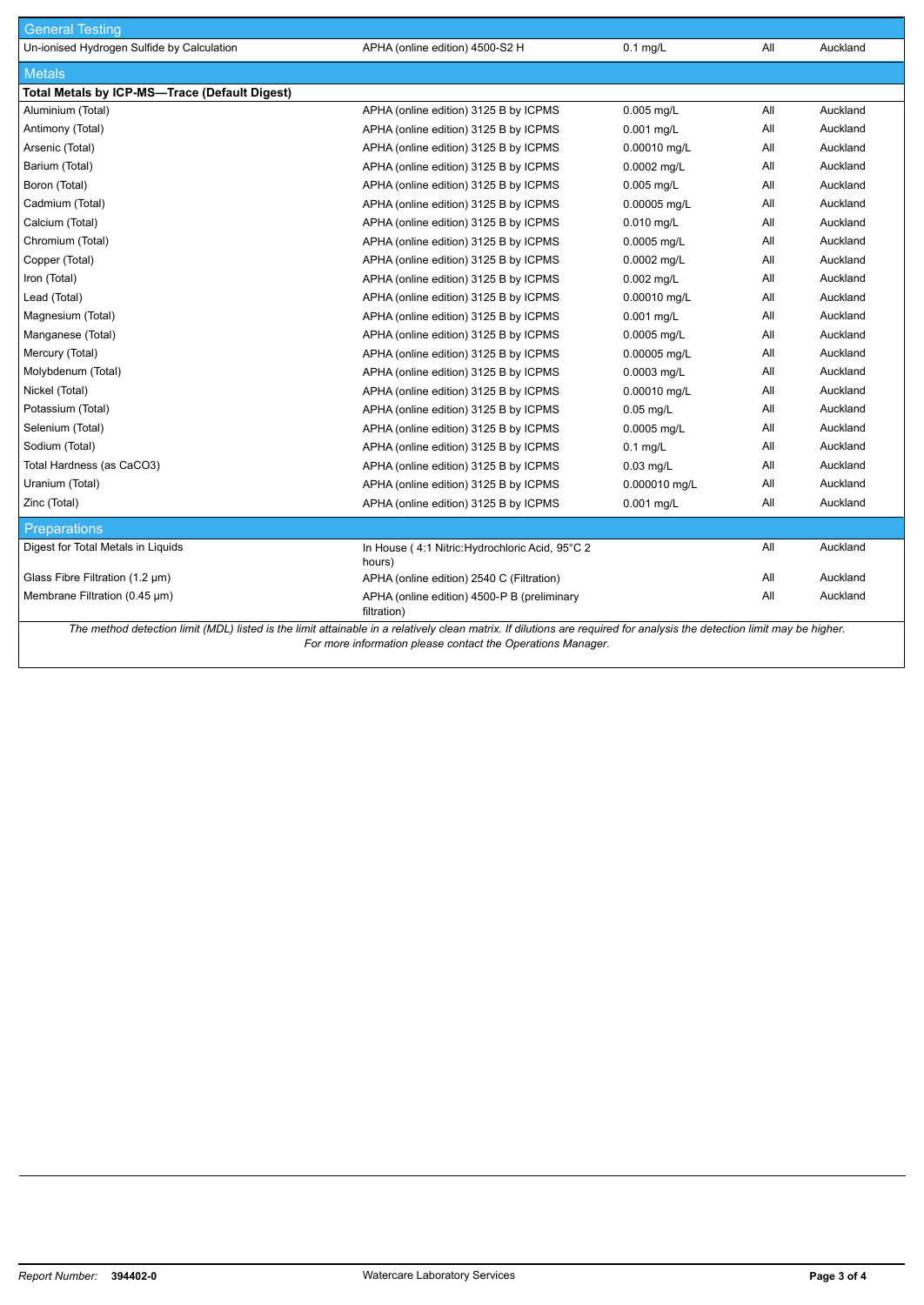| General Testing | | | | |
|---|---|---|---|---|
| Un-ionised Hydrogen Sulfide by Calculation | APHA (online edition) 4500-S2 H | 0.1 mg/L | All | Auckland |
| **Metals** | | | | |
| **Total Metals by ICP-MS—Trace (Default Digest)** | | | | |
| Aluminium (Total) | APHA (online edition) 3125 B by ICPMS | 0.005 mg/L | All | Auckland |
| Antimony (Total) | APHA (online edition) 3125 B by ICPMS | 0.001 mg/L | All | Auckland |
| Arsenic (Total) | APHA (online edition) 3125 B by ICPMS | 0.00010 mg/L | All | Auckland |
| Barium (Total) | APHA (online edition) 3125 B by ICPMS | 0.0002 mg/L | All | Auckland |
| Boron (Total) | APHA (online edition) 3125 B by ICPMS | 0.005 mg/L | All | Auckland |
| Cadmium (Total) | APHA (online edition) 3125 B by ICPMS | 0.00005 mg/L | All | Auckland |
| Calcium (Total) | APHA (online edition) 3125 B by ICPMS | 0.010 mg/L | All | Auckland |
| Chromium (Total) | APHA (online edition) 3125 B by ICPMS | 0.0005 mg/L | All | Auckland |
| Copper (Total) | APHA (online edition) 3125 B by ICPMS | 0.0002 mg/L | All | Auckland |
| Iron (Total) | APHA (online edition) 3125 B by ICPMS | 0.002 mg/L | All | Auckland |
| Lead (Total) | APHA (online edition) 3125 B by ICPMS | 0.00010 mg/L | All | Auckland |
| Magnesium (Total) | APHA (online edition) 3125 B by ICPMS | 0.001 mg/L | All | Auckland |
| Manganese (Total) | APHA (online edition) 3125 B by ICPMS | 0.0005 mg/L | All | Auckland |
| Mercury (Total) | APHA (online edition) 3125 B by ICPMS | 0.00005 mg/L | All | Auckland |
| Molybdenum (Total) | APHA (online edition) 3125 B by ICPMS | 0.0003 mg/L | All | Auckland |
| Nickel (Total) | APHA (online edition) 3125 B by ICPMS | 0.00010 mg/L | All | Auckland |
| Potassium (Total) | APHA (online edition) 3125 B by ICPMS | 0.05 mg/L | All | Auckland |
| Selenium (Total) | APHA (online edition) 3125 B by ICPMS | 0.0005 mg/L | All | Auckland |
| Sodium (Total) | APHA (online edition) 3125 B by ICPMS | 0.1 mg/L | All | Auckland |
| Total Hardness (as CaCO3) | APHA (online edition) 3125 B by ICPMS | 0.03 mg/L | All | Auckland |
| Uranium (Total) | APHA (online edition) 3125 B by ICPMS | 0.000010 mg/L | All | Auckland |
| Zinc (Total) | APHA (online edition) 3125 B by ICPMS | 0.001 mg/L | All | Auckland |
| **Preparations** | | | | |
| Digest for Total Metals in Liquids | In House ( 4:1 Nitric:Hydrochloric Acid, 95°C 2 hours) | | All | Auckland |
| Glass Fibre Filtration (1.2 µm) | APHA (online edition) 2540 C (Filtration) | | All | Auckland |
| Membrane Filtration (0.45 µm) | APHA (online edition) 4500-P B (preliminary filtration) | | All | Auckland |

*The method detection limit (MDL) listed is the limit attainable in a relatively clean matrix. If dilutions are required for analysis the detection limit may be higher. For more information please contact the Operations Manager.*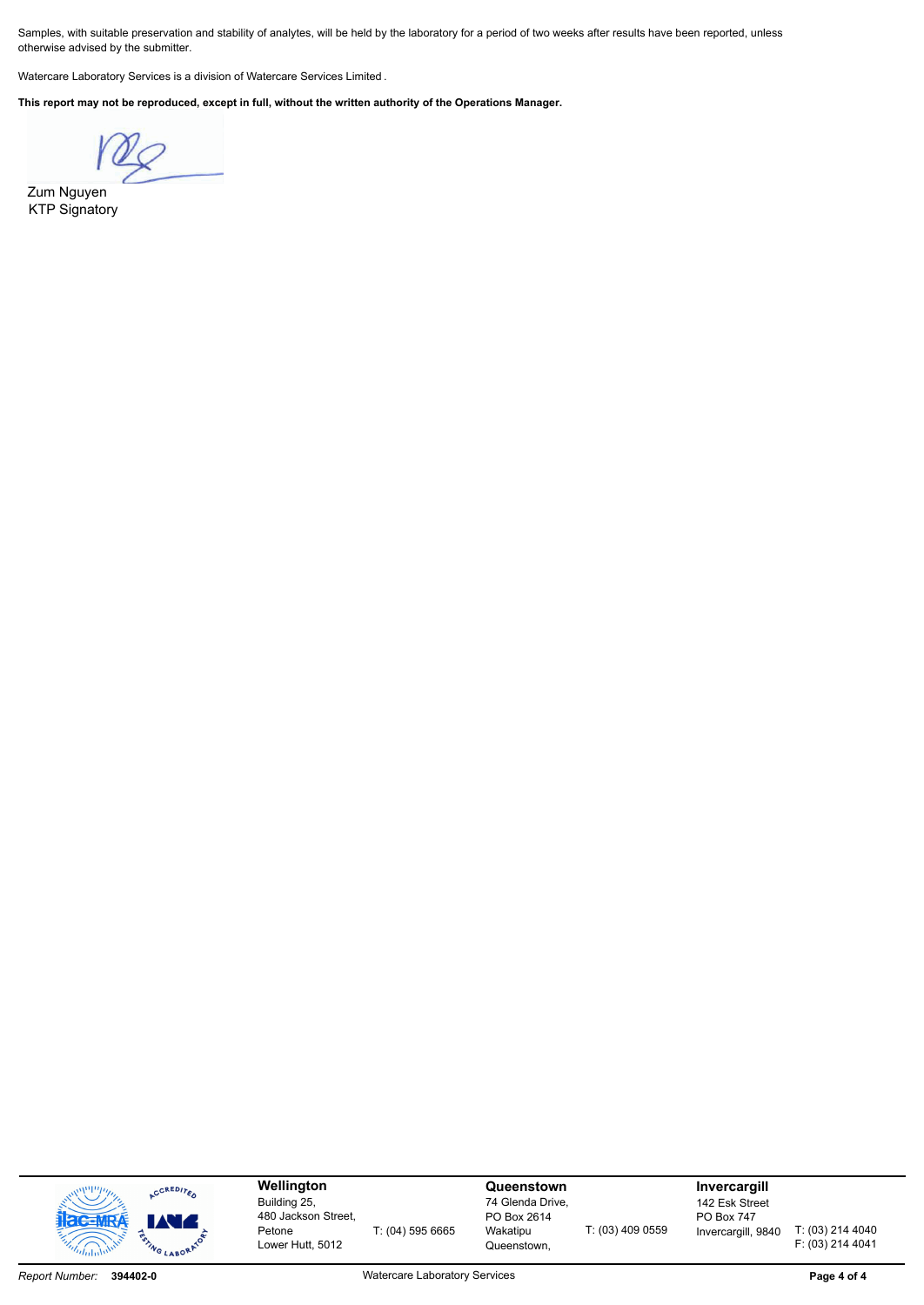Samples, with suitable preservation and stability of analytes, will be held by the laboratory for a period of two weeks after results have been reported, unless otherwise advised by the submitter.

Watercare Laboratory Services is a division of Watercare Services Limited .

**This report may not be reproduced, except in full, without the written authority of the Operations Manager.**

Zum Nguyen
KTP Signatory

**Wellington**
Building 25,
480 Jackson Street,
Petone
Lower Hutt, 5012
T: (04) 595 6665

**Queenstown**
74 Glenda Drive,
PO Box 2614
Wakatipu
Queenstown,
T: (03) 409 0559

**Invercargill**
142 Esk Street
PO Box 747
Invercargill, 9840
T: (03) 214 4040
F: (03) 214 4041